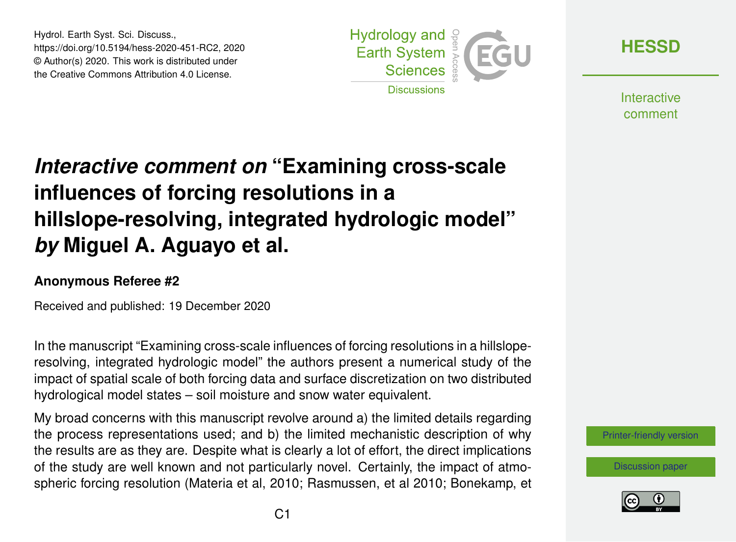# *Interactive comment on* "Examining cross-scale influences of forcing resolutions in a hillslope-resolving, integrated hydrologic model" *by* Miguel A. Aguayo et al.

### Anonymous Referee #2

Received and published: 19 December 2020

In the manuscript "Examining cross-scale influences of forcing resolutions in a hillslope-resolving, integrated hydrologic model" the authors present a numerical study of the impact of spatial scale of both forcing data and surface discretization on two distributed hydrological model states – soil moisture and snow water equivalent.

My broad concerns with this manuscript revolve around a) the limited details regarding the process representations used; and b) the limited mechanistic description of why the results are as they are. Despite what is clearly a lot of effort, the direct implications of the study are well known and not particularly novel. Certainly, the impact of atmospheric forcing resolution (Materia et al, 2010; Rasmussen, et al 2010; Bonekamp, et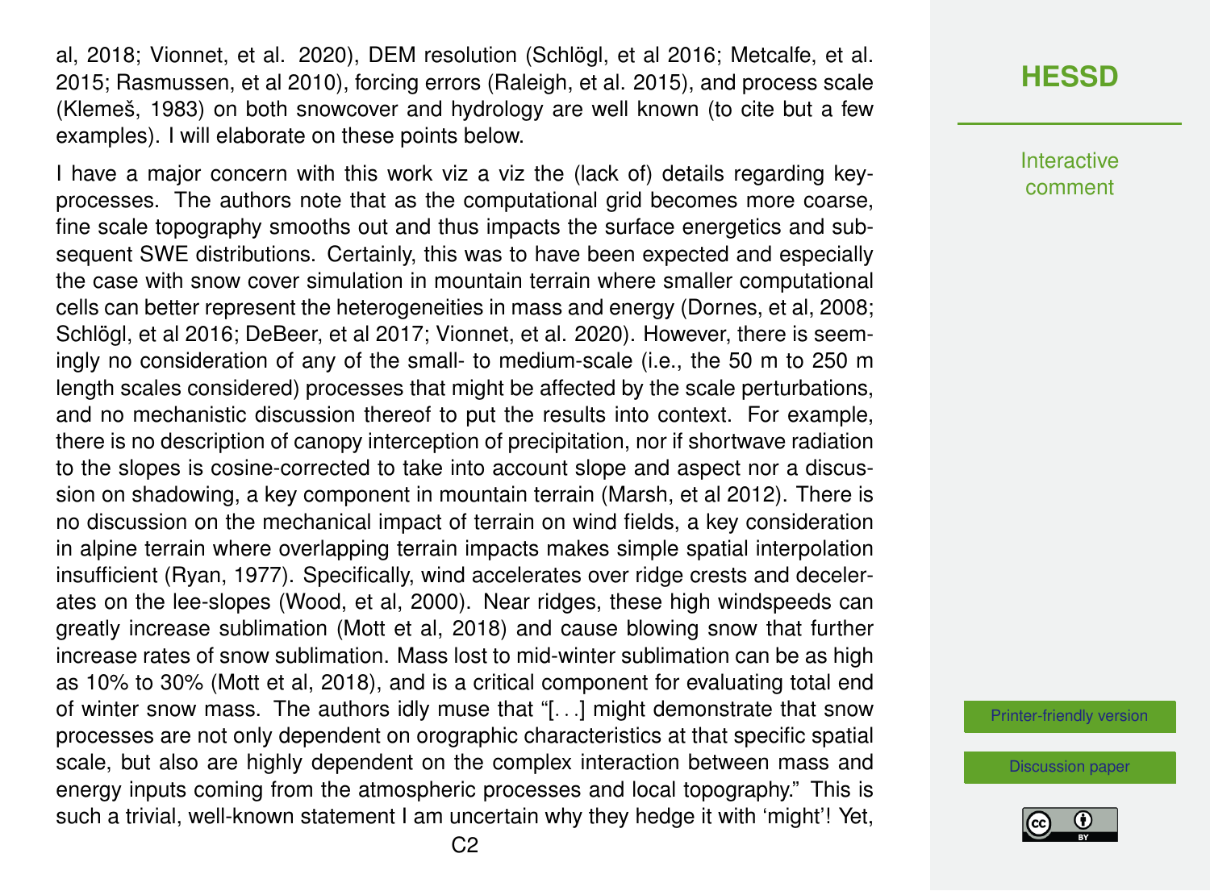al, 2018; Vionnet, et al. 2020), DEM resolution (Schlögl, et al 2016; Metcalfe, et al. 2015; Rasmussen, et al 2010), forcing errors (Raleigh, et al. 2015), and process scale (Klemeš, 1983) on both snowcover and hydrology are well known (to cite but a few examples). I will elaborate on these points below.

I have a major concern with this work viz a viz the (lack of) details regarding key-processes. The authors note that as the computational grid becomes more coarse, fine scale topography smooths out and thus impacts the surface energetics and subsequent SWE distributions. Certainly, this was to have been expected and especially the case with snow cover simulation in mountain terrain where smaller computational cells can better represent the heterogeneities in mass and energy (Dornes, et al, 2008; Schlögl, et al 2016; DeBeer, et al 2017; Vionnet, et al. 2020). However, there is seemingly no consideration of any of the small- to medium-scale (i.e., the 50 m to 250 m length scales considered) processes that might be affected by the scale perturbations, and no mechanistic discussion thereof to put the results into context. For example, there is no description of canopy interception of precipitation, nor if shortwave radiation to the slopes is cosine-corrected to take into account slope and aspect nor a discussion on shadowing, a key component in mountain terrain (Marsh, et al 2012). There is no discussion on the mechanical impact of terrain on wind fields, a key consideration in alpine terrain where overlapping terrain impacts makes simple spatial interpolation insufficient (Ryan, 1977). Specifically, wind accelerates over ridge crests and decelerates on the lee-slopes (Wood, et al, 2000). Near ridges, these high windspeeds can greatly increase sublimation (Mott et al, 2018) and cause blowing snow that further increase rates of snow sublimation. Mass lost to mid-winter sublimation can be as high as 10% to 30% (Mott et al, 2018), and is a critical component for evaluating total end of winter snow mass. The authors idly muse that "[...] might demonstrate that snow processes are not only dependent on orographic characteristics at that specific spatial scale, but also are highly dependent on the complex interaction between mass and energy inputs coming from the atmospheric processes and local topography." This is such a trivial, well-known statement I am uncertain why they hedge it with 'might'! Yet,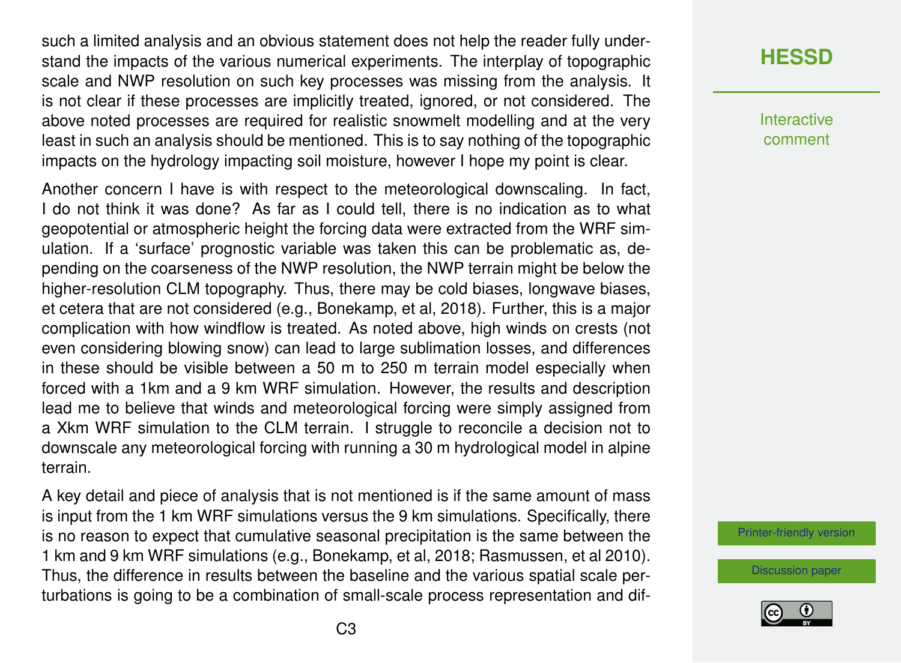such a limited analysis and an obvious statement does not help the reader fully understand the impacts of the various numerical experiments. The interplay of topographic scale and NWP resolution on such key processes was missing from the analysis. It is not clear if these processes are implicitly treated, ignored, or not considered. The above noted processes are required for realistic snowmelt modelling and at the very least in such an analysis should be mentioned. This is to say nothing of the topographic impacts on the hydrology impacting soil moisture, however I hope my point is clear.

Another concern I have is with respect to the meteorological downscaling. In fact, I do not think it was done? As far as I could tell, there is no indication as to what geopotential or atmospheric height the forcing data were extracted from the WRF simulation. If a 'surface' prognostic variable was taken this can be problematic as, depending on the coarseness of the NWP resolution, the NWP terrain might be below the higher-resolution CLM topography. Thus, there may be cold biases, longwave biases, et cetera that are not considered (e.g., Bonekamp, et al, 2018). Further, this is a major complication with how windflow is treated. As noted above, high winds on crests (not even considering blowing snow) can lead to large sublimation losses, and differences in these should be visible between a 50 m to 250 m terrain model especially when forced with a 1km and a 9 km WRF simulation. However, the results and description lead me to believe that winds and meteorological forcing were simply assigned from a Xkm WRF simulation to the CLM terrain. I struggle to reconcile a decision not to downscale any meteorological forcing with running a 30 m hydrological model in alpine terrain.

A key detail and piece of analysis that is not mentioned is if the same amount of mass is input from the 1 km WRF simulations versus the 9 km simulations. Specifically, there is no reason to expect that cumulative seasonal precipitation is the same between the 1 km and 9 km WRF simulations (e.g., Bonekamp, et al, 2018; Rasmussen, et al 2010). Thus, the difference in results between the baseline and the various spatial scale perturbations is going to be a combination of small-scale process representation and dif-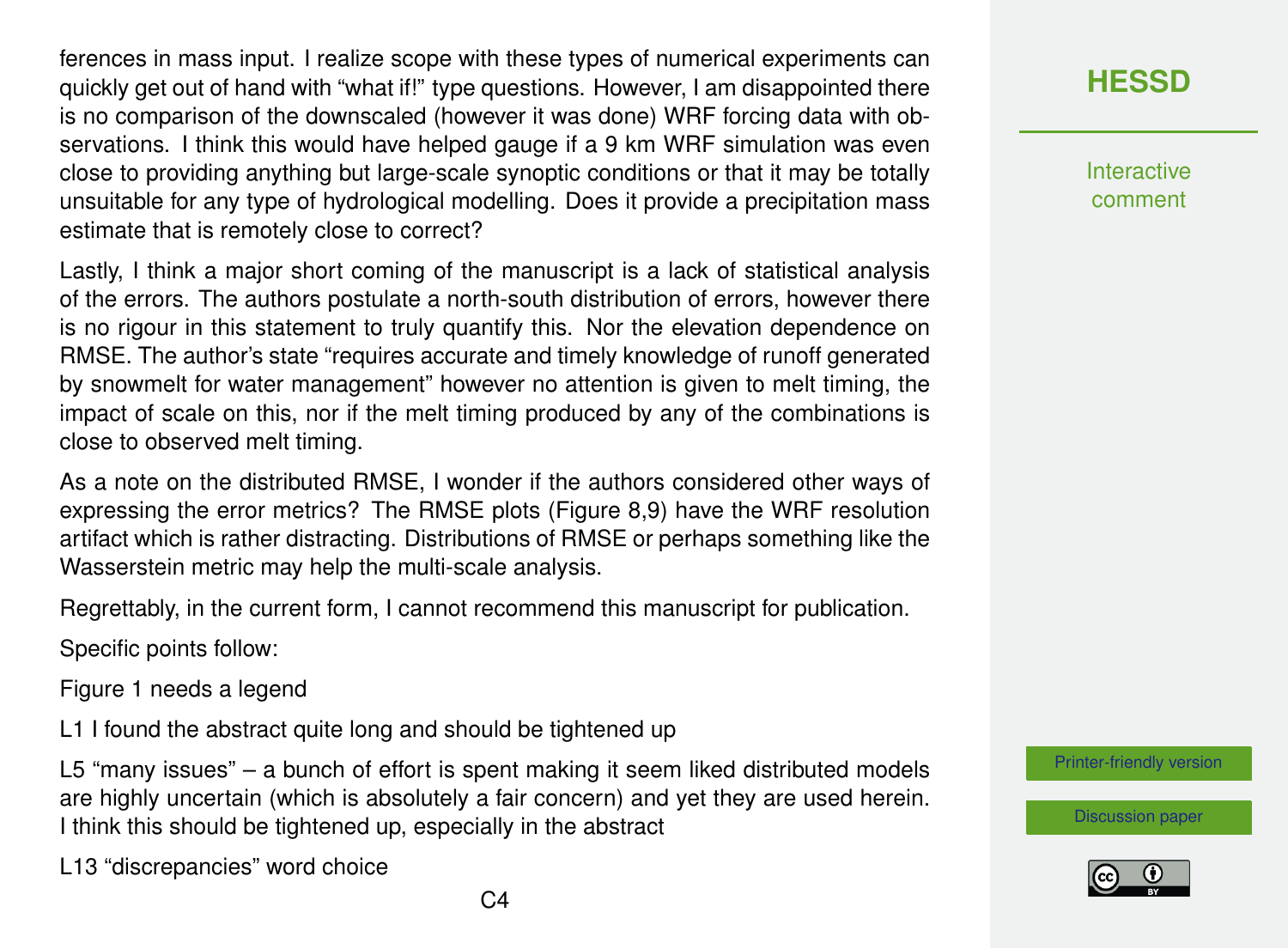ferences in mass input. I realize scope with these types of numerical experiments can quickly get out of hand with "what if!" type questions. However, I am disappointed there is no comparison of the downscaled (however it was done) WRF forcing data with observations. I think this would have helped gauge if a 9 km WRF simulation was even close to providing anything but large-scale synoptic conditions or that it may be totally unsuitable for any type of hydrological modelling. Does it provide a precipitation mass estimate that is remotely close to correct?

Lastly, I think a major short coming of the manuscript is a lack of statistical analysis of the errors. The authors postulate a north-south distribution of errors, however there is no rigour in this statement to truly quantify this. Nor the elevation dependence on RMSE. The author's state "requires accurate and timely knowledge of runoff generated by snowmelt for water management" however no attention is given to melt timing, the impact of scale on this, nor if the melt timing produced by any of the combinations is close to observed melt timing.

As a note on the distributed RMSE, I wonder if the authors considered other ways of expressing the error metrics? The RMSE plots (Figure 8,9) have the WRF resolution artifact which is rather distracting. Distributions of RMSE or perhaps something like the Wasserstein metric may help the multi-scale analysis.

Regrettably, in the current form, I cannot recommend this manuscript for publication.

Specific points follow:

Figure 1 needs a legend

L1 I found the abstract quite long and should be tightened up

L5 "many issues" – a bunch of effort is spent making it seem liked distributed models are highly uncertain (which is absolutely a fair concern) and yet they are used herein. I think this should be tightened up, especially in the abstract

L13 "discrepancies" word choice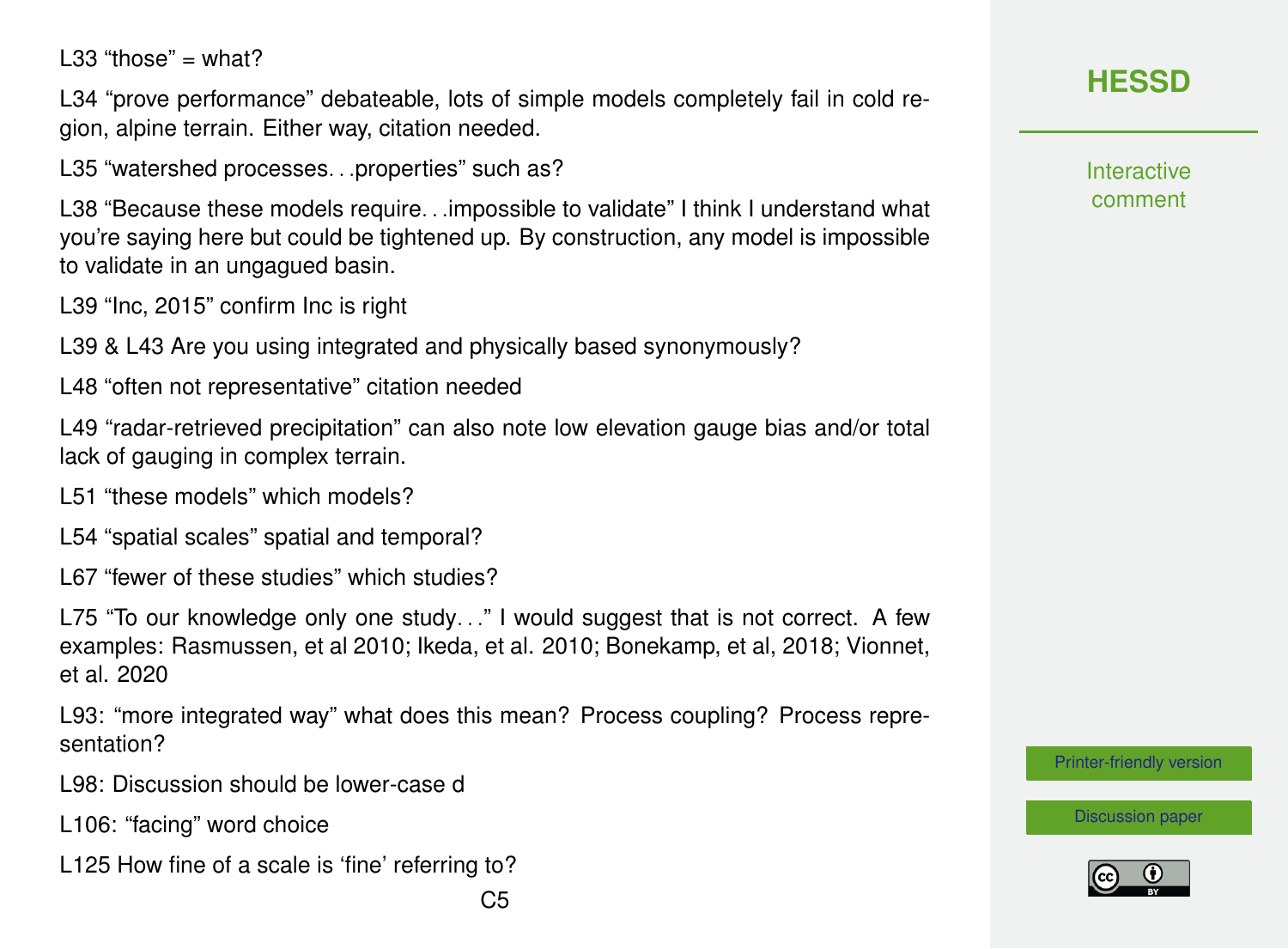L33 “those” = what?

L34 “prove performance” debateable, lots of simple models completely fail in cold region, alpine terrain. Either way, citation needed.

L35 “watershed processes. . .properties” such as?

L38 “Because these models require. . .impossible to validate” I think I understand what you’re saying here but could be tightened up. By construction, any model is impossible to validate in an ungagued basin.

L39 “Inc, 2015” confirm Inc is right

L39 & L43 Are you using integrated and physically based synonymously?

L48 “often not representative” citation needed

L49 “radar-retrieved precipitation” can also note low elevation gauge bias and/or total lack of gauging in complex terrain.

L51 “these models” which models?

L54 “spatial scales” spatial and temporal?

L67 “fewer of these studies” which studies?

L75 “To our knowledge only one study. . .” I would suggest that is not correct. A few examples: Rasmussen, et al 2010; Ikeda, et al. 2010; Bonekamp, et al, 2018; Vionnet, et al. 2020

L93: “more integrated way” what does this mean? Process coupling? Process representation?

L98: Discussion should be lower-case d

L106: “facing” word choice

L125 How fine of a scale is ‘fine’ referring to?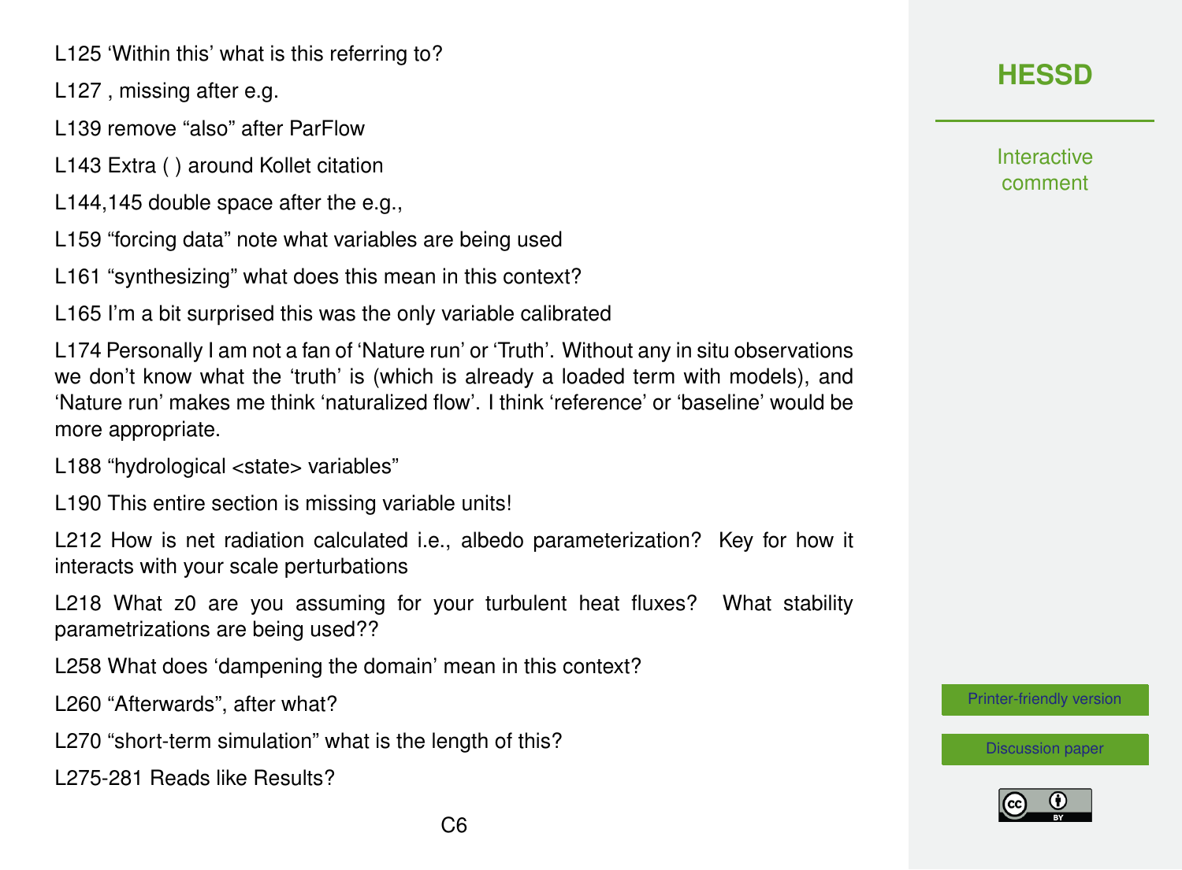L125 ‘Within this’ what is this referring to?

L127 , missing after e.g.

L139 remove “also” after ParFlow

L143 Extra ( ) around Kollet citation

L144,145 double space after the e.g.,

L159 “forcing data” note what variables are being used

L161 “synthesizing” what does this mean in this context?

L165 I’m a bit surprised this was the only variable calibrated

L174 Personally I am not a fan of ‘Nature run’ or ‘Truth’. Without any in situ observations we don’t know what the ‘truth’ is (which is already a loaded term with models), and ‘Nature run’ makes me think ‘naturalized flow’. I think ‘reference’ or ‘baseline’ would be more appropriate.

L188 “hydrological <state> variables”

L190 This entire section is missing variable units!

L212 How is net radiation calculated i.e., albedo parameterization? Key for how it interacts with your scale perturbations

L218 What z0 are you assuming for your turbulent heat fluxes? What stability parametrizations are being used??

L258 What does ‘dampening the domain’ mean in this context?

L260 “Afterwards”, after what?

L270 “short-term simulation” what is the length of this?

L275-281 Reads like Results?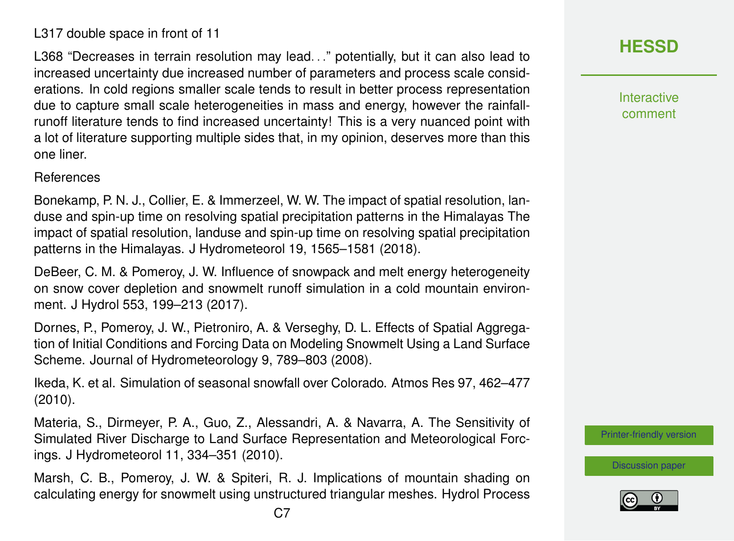L317 double space in front of 11

L368 "Decreases in terrain resolution may lead..." potentially, but it can also lead to increased uncertainty due increased number of parameters and process scale considerations. In cold regions smaller scale tends to result in better process representation due to capture small scale heterogeneities in mass and energy, however the rainfall-runoff literature tends to find increased uncertainty! This is a very nuanced point with a lot of literature supporting multiple sides that, in my opinion, deserves more than this one liner.

References

Bonekamp, P. N. J., Collier, E. & Immerzeel, W. W. The impact of spatial resolution, landuse and spin-up time on resolving spatial precipitation patterns in the Himalayas The impact of spatial resolution, landuse and spin-up time on resolving spatial precipitation patterns in the Himalayas. J Hydrometeorol 19, 1565–1581 (2018).

DeBeer, C. M. & Pomeroy, J. W. Influence of snowpack and melt energy heterogeneity on snow cover depletion and snowmelt runoff simulation in a cold mountain environment. J Hydrol 553, 199–213 (2017).

Dornes, P., Pomeroy, J. W., Pietroniro, A. & Verseghy, D. L. Effects of Spatial Aggregation of Initial Conditions and Forcing Data on Modeling Snowmelt Using a Land Surface Scheme. Journal of Hydrometeorology 9, 789–803 (2008).

Ikeda, K. et al. Simulation of seasonal snowfall over Colorado. Atmos Res 97, 462–477 (2010).

Materia, S., Dirmeyer, P. A., Guo, Z., Alessandri, A. & Navarra, A. The Sensitivity of Simulated River Discharge to Land Surface Representation and Meteorological Forcings. J Hydrometeorol 11, 334–351 (2010).

Marsh, C. B., Pomeroy, J. W. & Spiteri, R. J. Implications of mountain shading on calculating energy for snowmelt using unstructured triangular meshes. Hydrol Process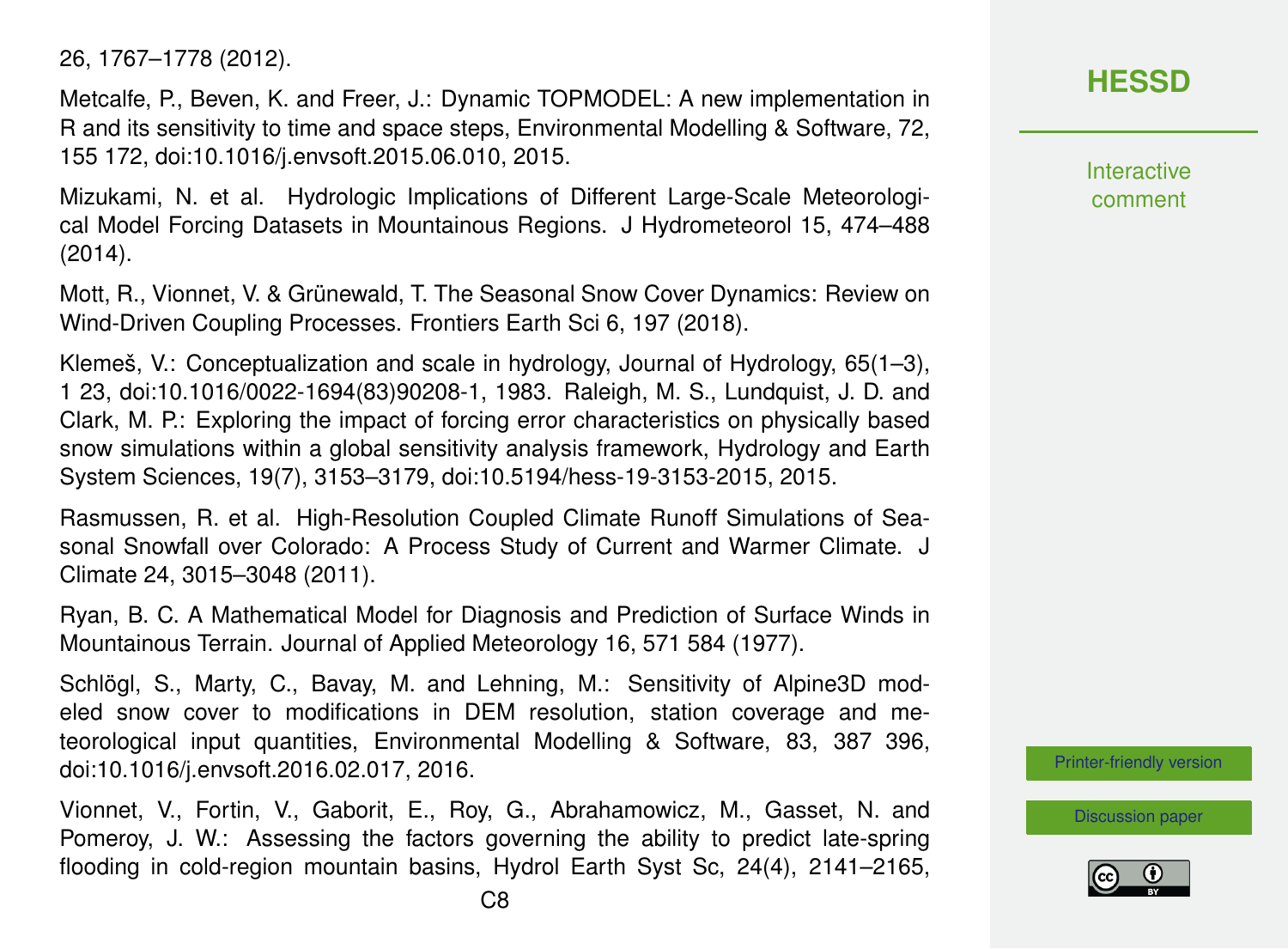26, 1767–1778 (2012).

Metcalfe, P., Beven, K. and Freer, J.: Dynamic TOPMODEL: A new implementation in R and its sensitivity to time and space steps, Environmental Modelling & Software, 72, 155 172, doi:10.1016/j.envsoft.2015.06.010, 2015.

Mizukami, N. et al. Hydrologic Implications of Different Large-Scale Meteorological Model Forcing Datasets in Mountainous Regions. J Hydrometeorol 15, 474–488 (2014).

Mott, R., Vionnet, V. & Grünewald, T. The Seasonal Snow Cover Dynamics: Review on Wind-Driven Coupling Processes. Frontiers Earth Sci 6, 197 (2018).

Klemeš, V.: Conceptualization and scale in hydrology, Journal of Hydrology, 65(1–3), 1 23, doi:10.1016/0022-1694(83)90208-1, 1983. Raleigh, M. S., Lundquist, J. D. and Clark, M. P.: Exploring the impact of forcing error characteristics on physically based snow simulations within a global sensitivity analysis framework, Hydrology and Earth System Sciences, 19(7), 3153–3179, doi:10.5194/hess-19-3153-2015, 2015.

Rasmussen, R. et al. High-Resolution Coupled Climate Runoff Simulations of Seasonal Snowfall over Colorado: A Process Study of Current and Warmer Climate. J Climate 24, 3015–3048 (2011).

Ryan, B. C. A Mathematical Model for Diagnosis and Prediction of Surface Winds in Mountainous Terrain. Journal of Applied Meteorology 16, 571 584 (1977).

Schlögl, S., Marty, C., Bavay, M. and Lehning, M.: Sensitivity of Alpine3D modeled snow cover to modifications in DEM resolution, station coverage and meteorological input quantities, Environmental Modelling & Software, 83, 387 396, doi:10.1016/j.envsoft.2016.02.017, 2016.

Vionnet, V., Fortin, V., Gaborit, E., Roy, G., Abrahamowicz, M., Gasset, N. and Pomeroy, J. W.: Assessing the factors governing the ability to predict late-spring flooding in cold-region mountain basins, Hydrol Earth Syst Sc, 24(4), 2141–2165,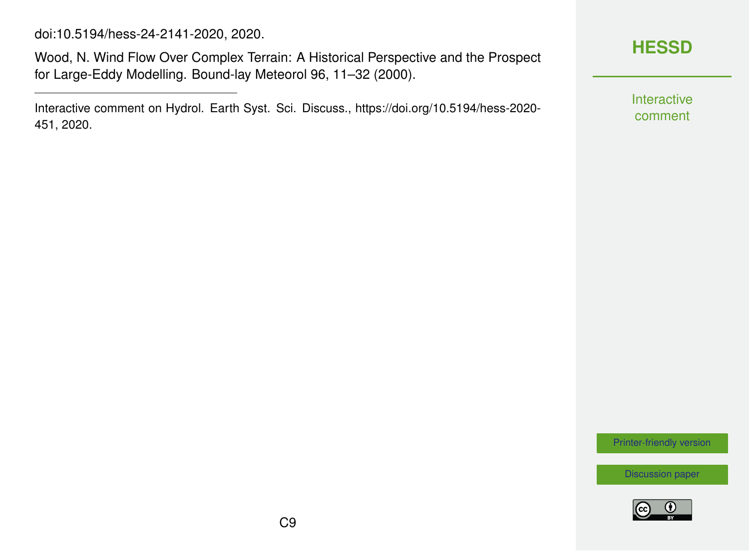doi:10.5194/hess-24-2141-2020, 2020.

Wood, N. Wind Flow Over Complex Terrain: A Historical Perspective and the Prospect for Large-Eddy Modelling. Bound-lay Meteorol 96, 11–32 (2000).

---

Interactive comment on Hydrol. Earth Syst. Sci. Discuss., https://doi.org/10.5194/hess-2020-451, 2020.